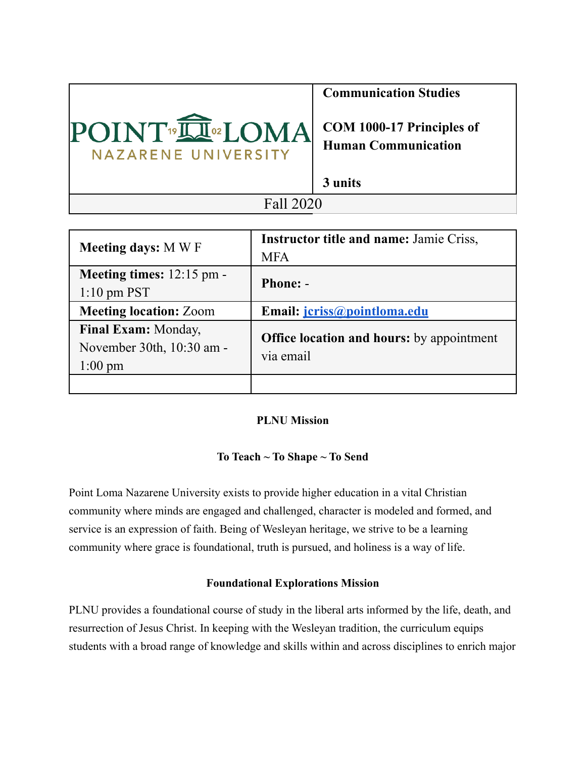| POINT LOMA NAZARENE UNIVERSITY | **Communication Studies**<br><br>**COM 1000-17 Principles of Human Communication**<br><br>**3 units** |
|---|---|
| Fall 2020 | |

| **Meeting days:** M W F | **Instructor title and name:** Jamie Criss, MFA |
|---|---|
| **Meeting times:** 12:15 pm - 1:10 pm PST | **Phone:** - |
| **Meeting location:** Zoom | **Email:** [jcriss@pointloma.edu](mailto:jcriss@pointloma.edu) |
| **Final Exam:** Monday, November 30th, 10:30 am - 1:00 pm | **Office location and hours:** by appointment via email |
| | |

**PLNU Mission**

**To Teach ~ To Shape ~ To Send**

Point Loma Nazarene University exists to provide higher education in a vital Christian community where minds are engaged and challenged, character is modeled and formed, and service is an expression of faith. Being of Wesleyan heritage, we strive to be a learning community where grace is foundational, truth is pursued, and holiness is a way of life.

**Foundational Explorations Mission**

PLNU provides a foundational course of study in the liberal arts informed by the life, death, and resurrection of Jesus Christ. In keeping with the Wesleyan tradition, the curriculum equips students with a broad range of knowledge and skills within and across disciplines to enrich major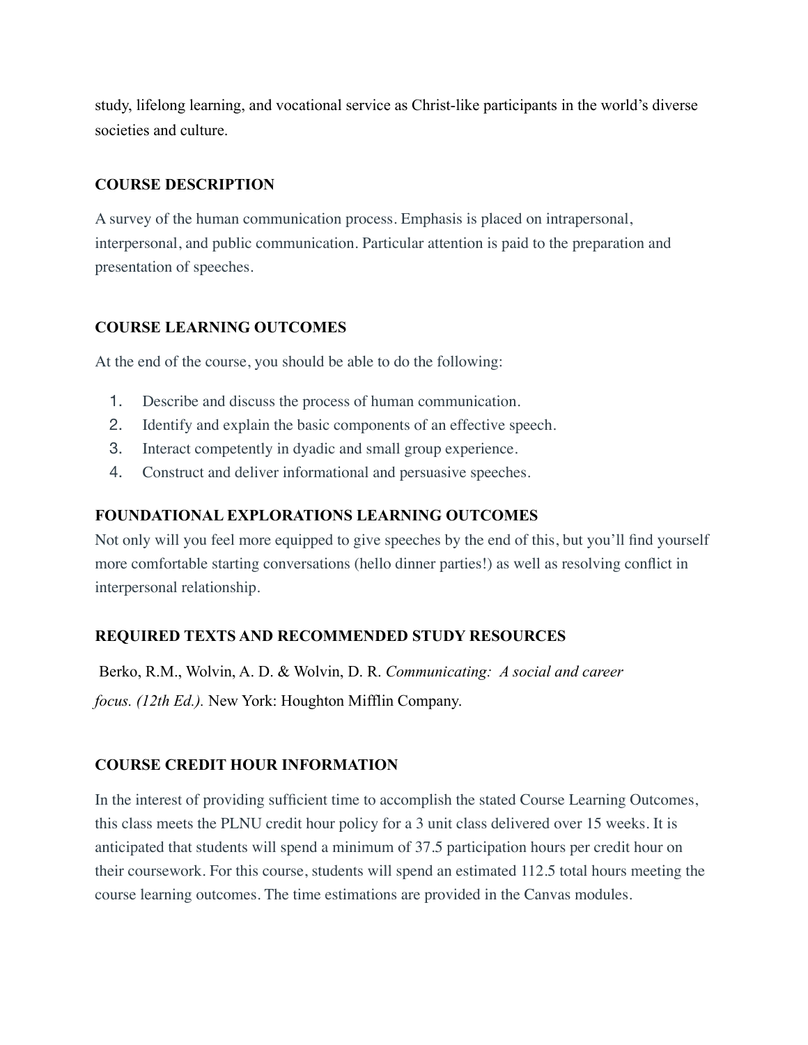study, lifelong learning, and vocational service as Christ-like participants in the world's diverse societies and culture.

## COURSE DESCRIPTION

A survey of the human communication process. Emphasis is placed on intrapersonal, interpersonal, and public communication. Particular attention is paid to the preparation and presentation of speeches.

## COURSE LEARNING OUTCOMES

At the end of the course, you should be able to do the following:

1. Describe and discuss the process of human communication.
2. Identify and explain the basic components of an effective speech.
3. Interact competently in dyadic and small group experience.
4. Construct and deliver informational and persuasive speeches.

## FOUNDATIONAL EXPLORATIONS LEARNING OUTCOMES

Not only will you feel more equipped to give speeches by the end of this, but you'll find yourself more comfortable starting conversations (hello dinner parties!) as well as resolving conflict in interpersonal relationship.

## REQUIRED TEXTS AND RECOMMENDED STUDY RESOURCES

Berko, R.M., Wolvin, A. D. & Wolvin, D. R. *Communicating: A social and career focus. (12th Ed.).* New York: Houghton Mifflin Company.

## COURSE CREDIT HOUR INFORMATION

In the interest of providing sufficient time to accomplish the stated Course Learning Outcomes, this class meets the PLNU credit hour policy for a 3 unit class delivered over 15 weeks. It is anticipated that students will spend a minimum of 37.5 participation hours per credit hour on their coursework. For this course, students will spend an estimated 112.5 total hours meeting the course learning outcomes. The time estimations are provided in the Canvas modules.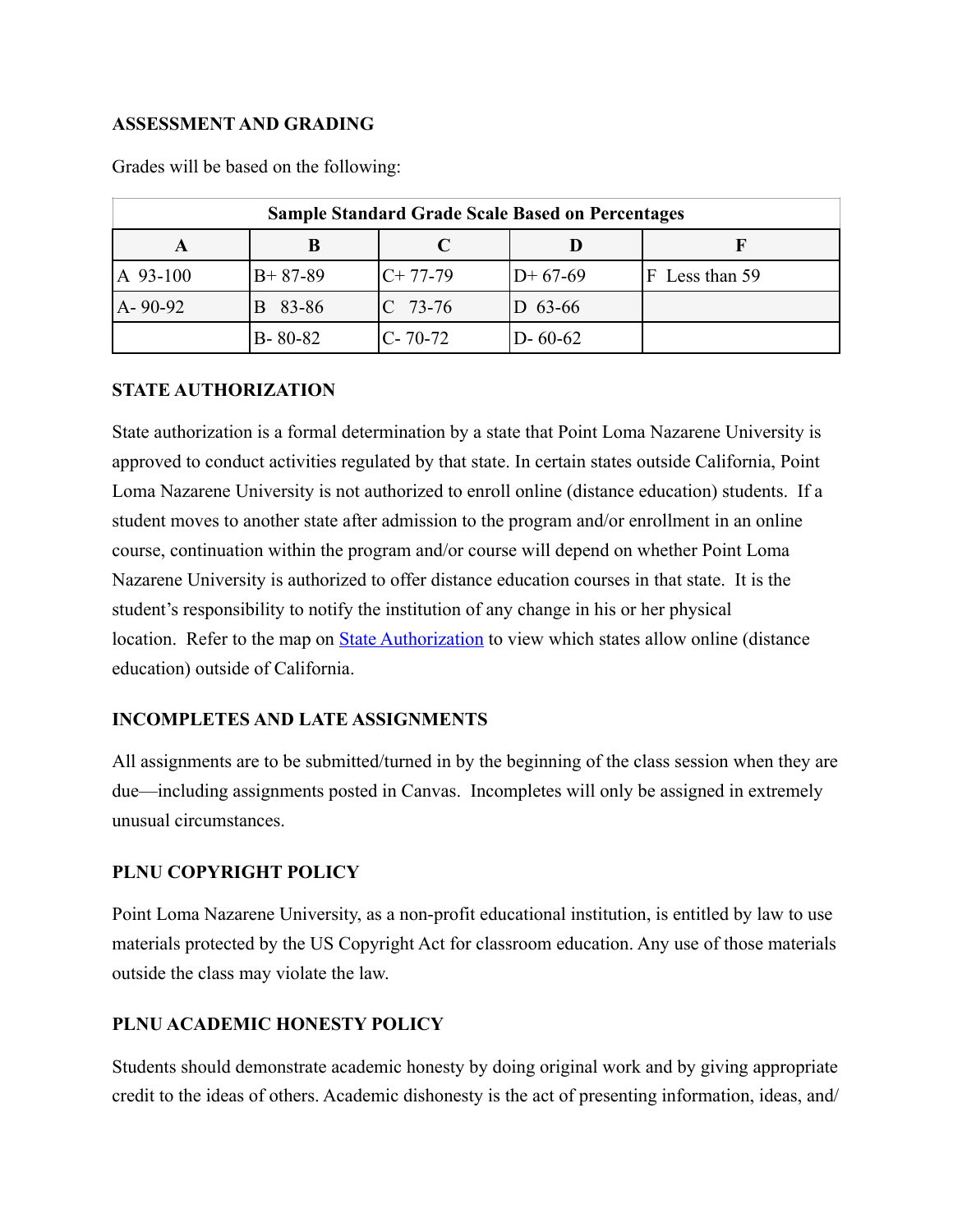**ASSESSMENT AND GRADING**

Grades will be based on the following:

| Sample Standard Grade Scale Based on Percentages | | | | |
|---|---|---|---|---|
| **A** | **B** | **C** | **D** | **F** |
| A 93-100 | B+ 87-89 | C+ 77-79 | D+ 67-69 | F Less than 59 |
| A- 90-92 | B 83-86 | C 73-76 | D 63-66 | |
| | B- 80-82 | C- 70-72 | D- 60-62 | |

**STATE AUTHORIZATION**

State authorization is a formal determination by a state that Point Loma Nazarene University is approved to conduct activities regulated by that state. In certain states outside California, Point Loma Nazarene University is not authorized to enroll online (distance education) students. If a student moves to another state after admission to the program and/or enrollment in an online course, continuation within the program and/or course will depend on whether Point Loma Nazarene University is authorized to offer distance education courses in that state. It is the student's responsibility to notify the institution of any change in his or her physical location. Refer to the map on State Authorization to view which states allow online (distance education) outside of California.

**INCOMPLETES AND LATE ASSIGNMENTS**

All assignments are to be submitted/turned in by the beginning of the class session when they are due—including assignments posted in Canvas. Incompletes will only be assigned in extremely unusual circumstances.

**PLNU COPYRIGHT POLICY**

Point Loma Nazarene University, as a non-profit educational institution, is entitled by law to use materials protected by the US Copyright Act for classroom education. Any use of those materials outside the class may violate the law.

**PLNU ACADEMIC HONESTY POLICY**

Students should demonstrate academic honesty by doing original work and by giving appropriate credit to the ideas of others. Academic dishonesty is the act of presenting information, ideas, and/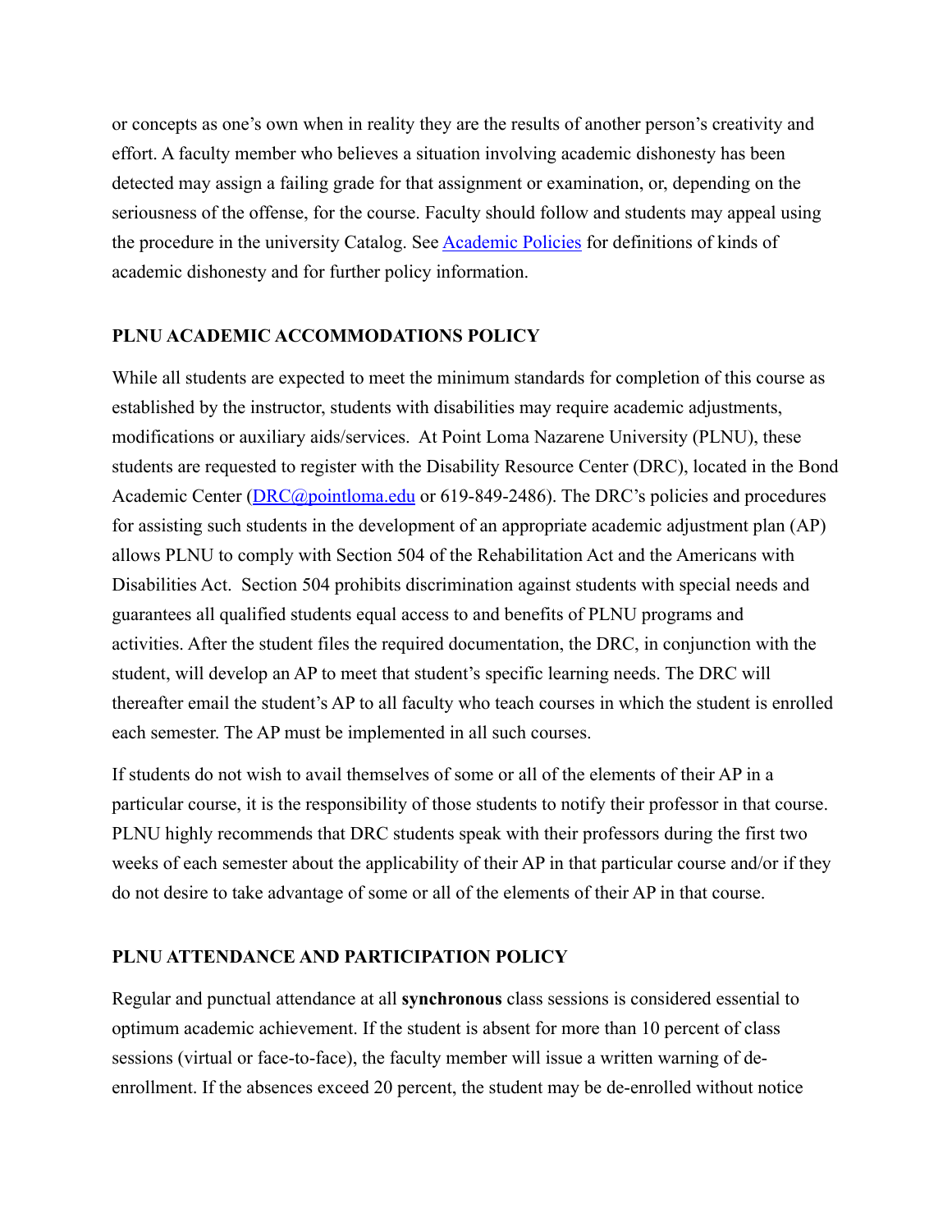or concepts as one's own when in reality they are the results of another person's creativity and effort. A faculty member who believes a situation involving academic dishonesty has been detected may assign a failing grade for that assignment or examination, or, depending on the seriousness of the offense, for the course. Faculty should follow and students may appeal using the procedure in the university Catalog. See [Academic Policies](Academic Policies) for definitions of kinds of academic dishonesty and for further policy information.

**PLNU ACADEMIC ACCOMMODATIONS POLICY**

While all students are expected to meet the minimum standards for completion of this course as established by the instructor, students with disabilities may require academic adjustments, modifications or auxiliary aids/services. At Point Loma Nazarene University (PLNU), these students are requested to register with the Disability Resource Center (DRC), located in the Bond Academic Center (DRC@pointloma.edu or 619-849-2486). The DRC's policies and procedures for assisting such students in the development of an appropriate academic adjustment plan (AP) allows PLNU to comply with Section 504 of the Rehabilitation Act and the Americans with Disabilities Act. Section 504 prohibits discrimination against students with special needs and guarantees all qualified students equal access to and benefits of PLNU programs and activities. After the student files the required documentation, the DRC, in conjunction with the student, will develop an AP to meet that student's specific learning needs. The DRC will thereafter email the student's AP to all faculty who teach courses in which the student is enrolled each semester. The AP must be implemented in all such courses.

If students do not wish to avail themselves of some or all of the elements of their AP in a particular course, it is the responsibility of those students to notify their professor in that course. PLNU highly recommends that DRC students speak with their professors during the first two weeks of each semester about the applicability of their AP in that particular course and/or if they do not desire to take advantage of some or all of the elements of their AP in that course.

**PLNU ATTENDANCE AND PARTICIPATION POLICY**

Regular and punctual attendance at all **synchronous** class sessions is considered essential to optimum academic achievement. If the student is absent for more than 10 percent of class sessions (virtual or face-to-face), the faculty member will issue a written warning of de-enrollment. If the absences exceed 20 percent, the student may be de-enrolled without notice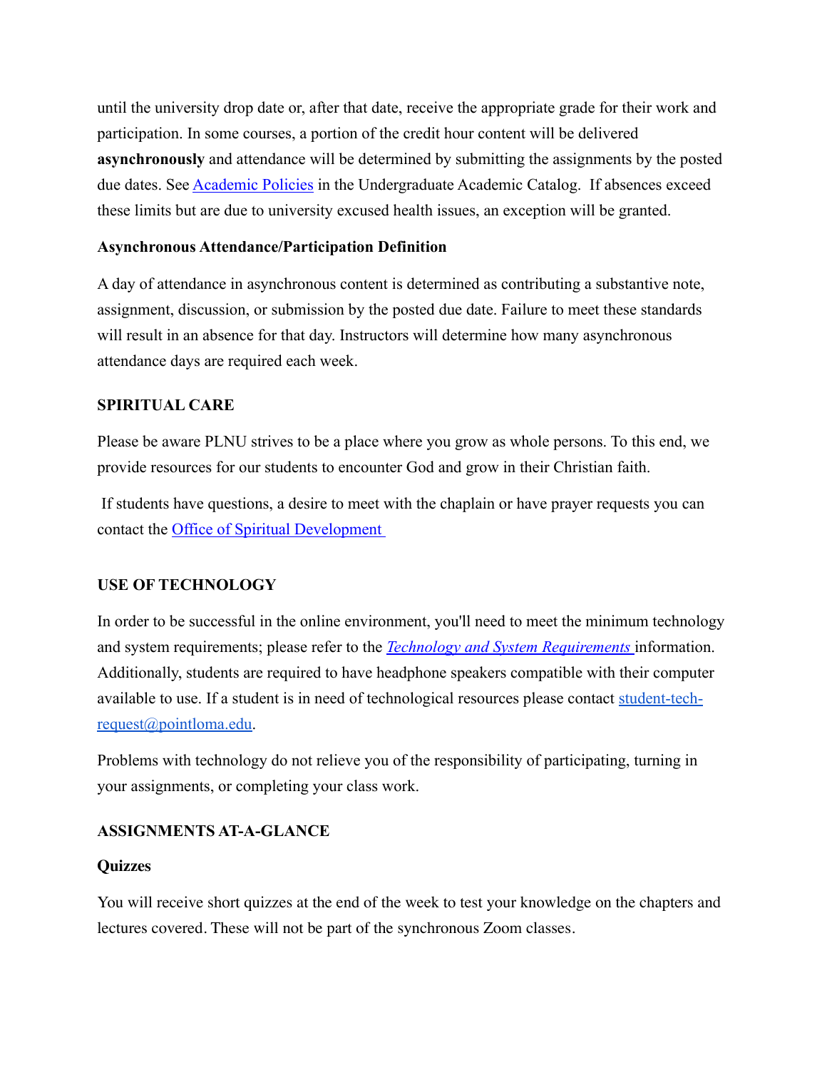until the university drop date or, after that date, receive the appropriate grade for their work and participation. In some courses, a portion of the credit hour content will be delivered **asynchronously** and attendance will be determined by submitting the assignments by the posted due dates. See [Academic Policies]() in the Undergraduate Academic Catalog. If absences exceed these limits but are due to university excused health issues, an exception will be granted.

**Asynchronous Attendance/Participation Definition**

A day of attendance in asynchronous content is determined as contributing a substantive note, assignment, discussion, or submission by the posted due date. Failure to meet these standards will result in an absence for that day. Instructors will determine how many asynchronous attendance days are required each week.

**SPIRITUAL CARE**

Please be aware PLNU strives to be a place where you grow as whole persons. To this end, we provide resources for our students to encounter God and grow in their Christian faith.

If students have questions, a desire to meet with the chaplain or have prayer requests you can contact the [Office of Spiritual Development]()

**USE OF TECHNOLOGY**

In order to be successful in the online environment, you'll need to meet the minimum technology and system requirements; please refer to the *[Technology and System Requirements]()* information. Additionally, students are required to have headphone speakers compatible with their computer available to use. If a student is in need of technological resources please contact [student-tech-request@pointloma.edu]().

Problems with technology do not relieve you of the responsibility of participating, turning in your assignments, or completing your class work.

**ASSIGNMENTS AT-A-GLANCE**

**Quizzes**

You will receive short quizzes at the end of the week to test your knowledge on the chapters and lectures covered. These will not be part of the synchronous Zoom classes.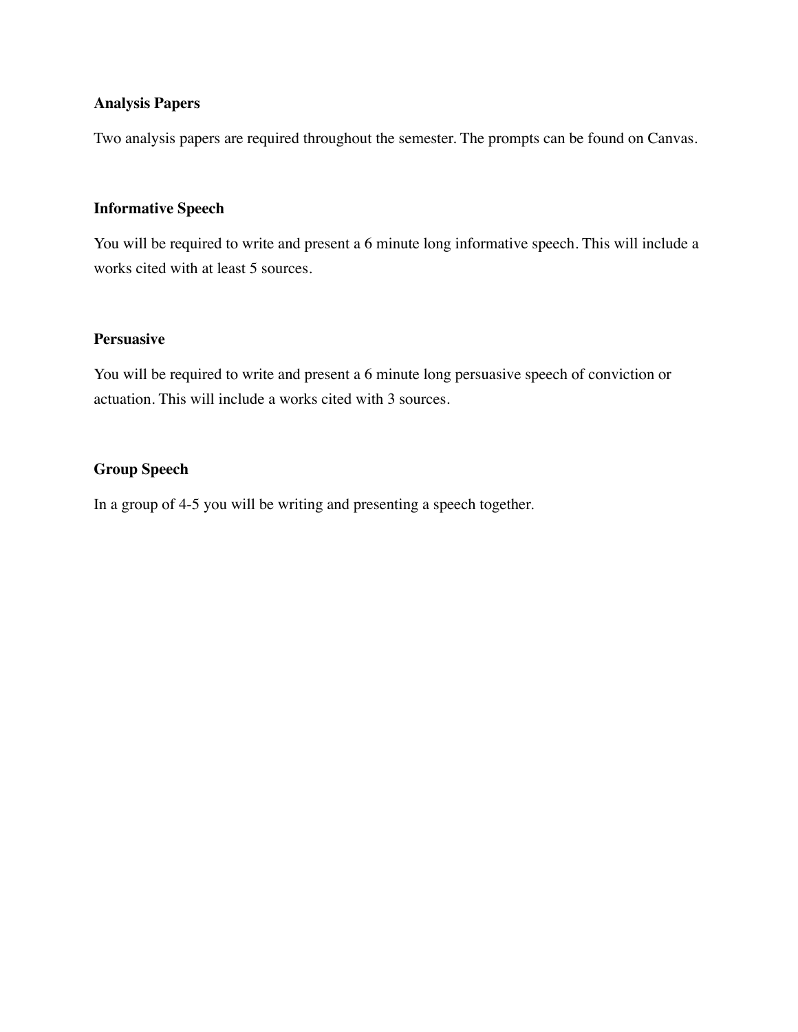**Analysis Papers**

Two analysis papers are required throughout the semester. The prompts can be found on Canvas.

**Informative Speech**

You will be required to write and present a 6 minute long informative speech. This will include a works cited with at least 5 sources.

**Persuasive**

You will be required to write and present a 6 minute long persuasive speech of conviction or actuation. This will include a works cited with 3 sources.

**Group Speech**

In a group of 4-5 you will be writing and presenting a speech together.